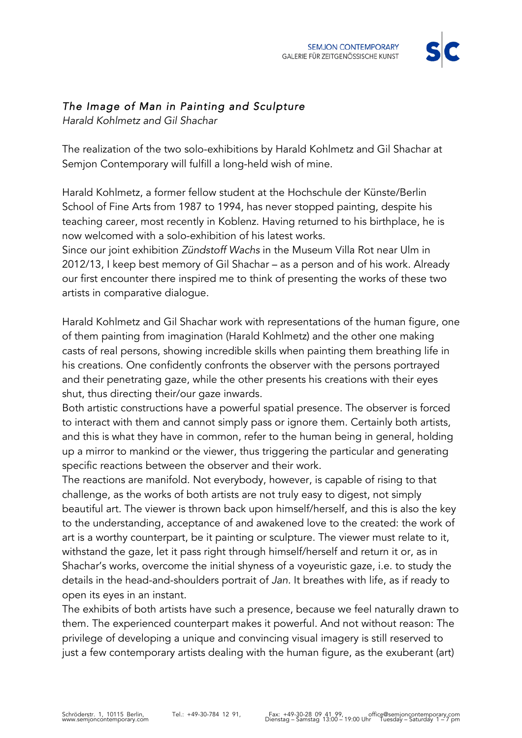# *The Image of Man in Painting and Sculpture*

*Harald Kohlmetz and Gil Shachar*

The realization of the two solo-exhibitions by Harald Kohlmetz and Gil Shachar at Semjon Contemporary will fulfill a long-held wish of mine.

Harald Kohlmetz, a former fellow student at the Hochschule der Künste/Berlin School of Fine Arts from 1987 to 1994, has never stopped painting, despite his teaching career, most recently in Koblenz. Having returned to his birthplace, he is now welcomed with a solo-exhibition of his latest works.
Since our joint exhibition *Zündstoff Wachs* in the Museum Villa Rot near Ulm in 2012/13, I keep best memory of Gil Shachar – as a person and of his work. Already our first encounter there inspired me to think of presenting the works of these two artists in comparative dialogue.

Harald Kohlmetz and Gil Shachar work with representations of the human figure, one of them painting from imagination (Harald Kohlmetz) and the other one making casts of real persons, showing incredible skills when painting them breathing life in his creations. One confidently confronts the observer with the persons portrayed and their penetrating gaze, while the other presents his creations with their eyes shut, thus directing their/our gaze inwards.
Both artistic constructions have a powerful spatial presence. The observer is forced to interact with them and cannot simply pass or ignore them. Certainly both artists, and this is what they have in common, refer to the human being in general, holding up a mirror to mankind or the viewer, thus triggering the particular and generating specific reactions between the observer and their work.
The reactions are manifold. Not everybody, however, is capable of rising to that challenge, as the works of both artists are not truly easy to digest, not simply beautiful art. The viewer is thrown back upon himself/herself, and this is also the key to the understanding, acceptance of and awakened love to the created: the work of art is a worthy counterpart, be it painting or sculpture. The viewer must relate to it, withstand the gaze, let it pass right through himself/herself and return it or, as in Shachar's works, overcome the initial shyness of a voyeuristic gaze, i.e. to study the details in the head-and-shoulders portrait of *Jan*. It breathes with life, as if ready to open its eyes in an instant.
The exhibits of both artists have such a presence, because we feel naturally drawn to them. The experienced counterpart makes it powerful. And not without reason: The privilege of developing a unique and convincing visual imagery is still reserved to just a few contemporary artists dealing with the human figure, as the exuberant (art)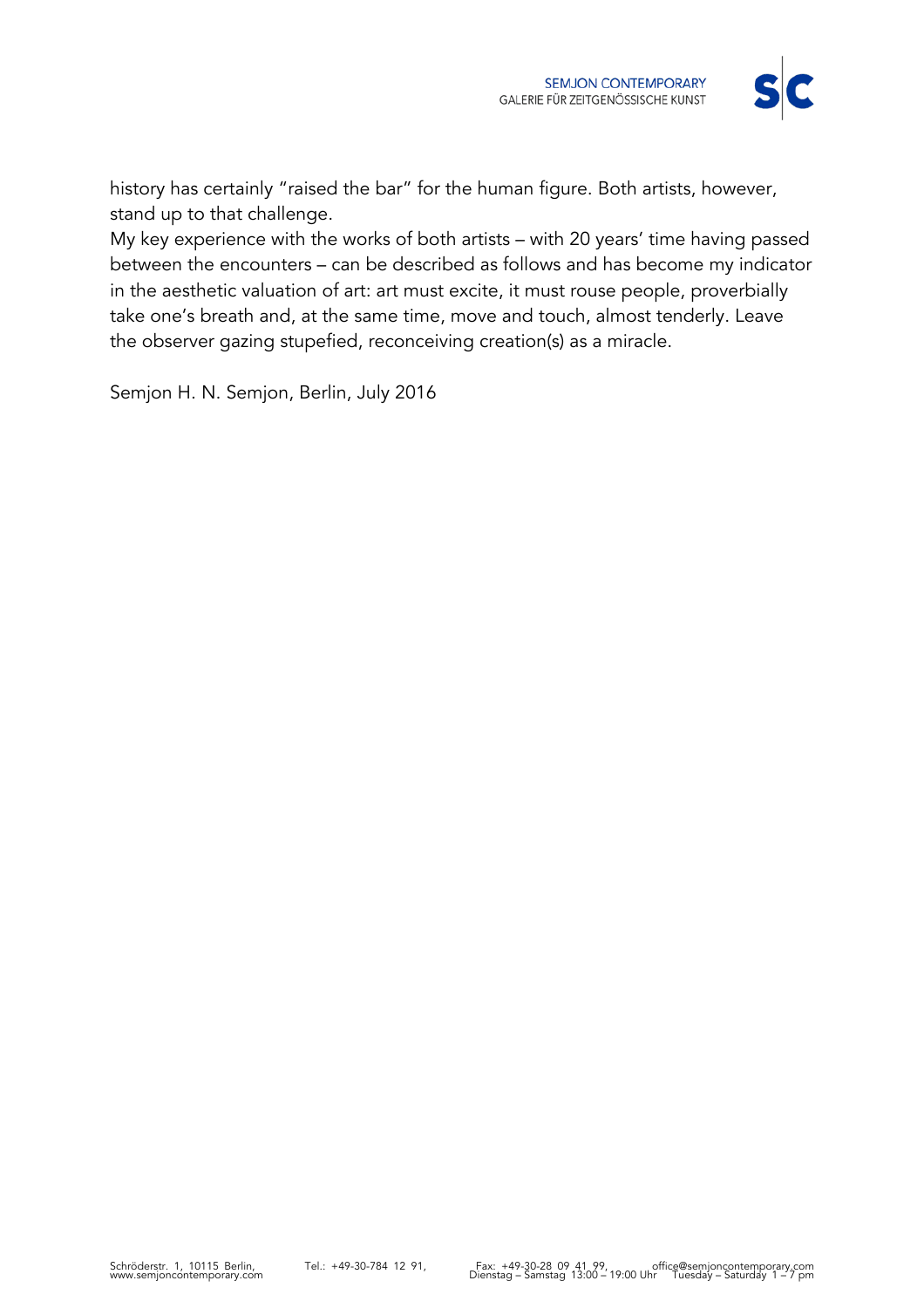history has certainly "raised the bar" for the human figure. Both artists, however, stand up to that challenge.
My key experience with the works of both artists – with 20 years' time having passed between the encounters – can be described as follows and has become my indicator in the aesthetic valuation of art: art must excite, it must rouse people, proverbially take one's breath and, at the same time, move and touch, almost tenderly. Leave the observer gazing stupefied, reconceiving creation(s) as a miracle.

Semjon H. N. Semjon, Berlin, July 2016